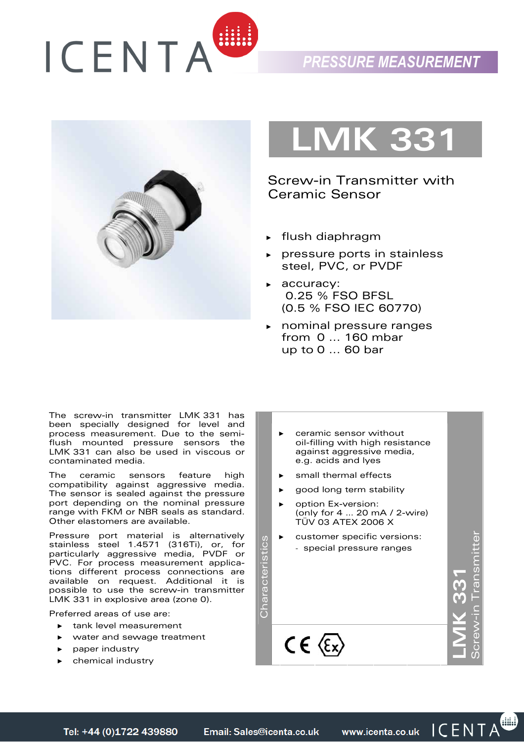PRESSURE MEASUREMENT

# LMK 331

## Screw-in Transmitter with Ceramic Sensor

- flush diaphragm
- pressure ports in stainless steel, PVC, or PVDF
- accuracy:
  0.25 % FSO BFSL
  (0.5 % FSO IEC 60770)
- nominal pressure ranges from 0 ... 160 mbar up to 0 ... 60 bar

The screw-in transmitter LMK 331 has been specially designed for level and process measurement. Due to the semi-flush mounted pressure sensors the LMK 331 can also be used in viscous or contaminated media.

The ceramic sensors feature high compatibility against aggressive media. The sensor is sealed against the pressure port depending on the nominal pressure range with FKM or NBR seals as standard. Other elastomers are available.

Pressure port material is alternatively stainless steel 1.4571 (316Ti), or, for particularly aggressive media, PVDF or PVC. For process measurement applications different process connections are available on request. Additional it is possible to use the screw-in transmitter LMK 331 in explosive area (zone 0).

Preferred areas of use are:

- tank level measurement
- water and sewage treatment
- paper industry
- chemical industry

### Characteristics

- ceramic sensor without oil-filling with high resistance against aggressive media, e.g. acids and lyes
- small thermal effects
- good long term stability
- option Ex-version: (only for 4 ... 20 mA / 2-wire) TÜV 03 ATEX 2006 X
- customer specific versions:
  - special pressure ranges

LMK 331 Screw-in Transmitter

Tel: +44 (0)1722 439880 Email: Sales@icenta.co.uk www.icenta.co.uk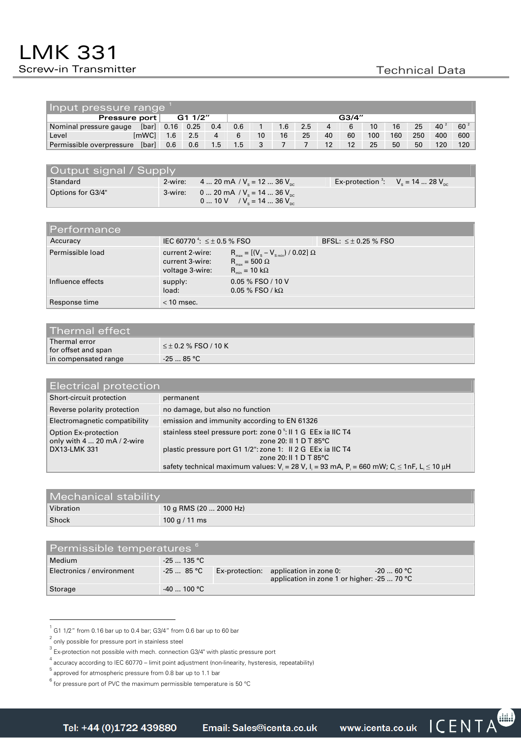# LMK 331

Screw-in Transmitter

Technical Data

## Input pressure range [1]

| Pressure port | G1 1/2" | | | G3/4" | | | | | | | | | | | |
|---|---|---|---|---|---|---|---|---|---|---|---|---|---|---|---|
| Nominal pressure gauge [bar] | 0.16 | 0.25 | 0.4 | 0.6 | 1 | 1.6 | 2.5 | 4 | 6 | 10 | 16 | 25 | 40 [2] | 60 [2] |
| Level [mWC] | 1.6 | 2.5 | 4 | 6 | 10 | 16 | 25 | 40 | 60 | 100 | 160 | 250 | 400 | 600 |
| Permissible overpressure [bar] | 0.6 | 0.6 | 1.5 | 1.5 | 3 | 7 | 7 | 12 | 12 | 25 | 50 | 50 | 120 | 120 |

## Output signal / Supply

| | | |
|---|---|---|
| Standard | 2-wire: 4 ... 20 mA / $V_S$ = 12 ... 36 $V_{DC}$ | Ex-protection [3]: $V_S$ = 14 ... 28 $V_{DC}$ |
| Options for G3/4" | 3-wire: 0 ... 20 mA / $V_S$ = 14 ... 36 $V_{DC}$<br>0 ... 10 V / $V_S$ = 14 ... 36 $V_{DC}$ | |

## Performance

| | | |
|---|---|---|
| Accuracy | IEC 60770 [4]: ≤ ± 0.5 % FSO | BFSL: ≤ ± 0.25 % FSO |
| Permissible load | current 2-wire: $R_{max} = [(V_S - V_{S\,min}) / 0.02]\ \Omega$<br>current 3-wire: $R_{max}$ = 500 Ω<br>voltage 3-wire: $R_{min}$ = 10 kΩ | |
| Influence effects | supply: 0.05 % FSO / 10 V<br>load: 0.05 % FSO / kΩ | |
| Response time | < 10 msec. | |

## Thermal effect

| | |
|---|---|
| Thermal error for offset and span | ≤ ± 0.2 % FSO / 10 K |
| in compensated range | -25 ... 85 °C |

## Electrical protection

| | |
|---|---|
| Short-circuit protection | permanent |
| Reverse polarity protection | no damage, but also no function |
| Electromagnetic compatibility | emission and immunity according to EN 61326 |
| Option Ex-protection only with 4 ... 20 mA / 2-wire DX13-LMK 331 | stainless steel pressure port: zone 0 [5]: II 1 G EEx ia IIC T4<br>zone 20: II 1 D T 85°C<br>plastic pressure port G1 1/2": zone 1: II 2 G EEx ia IIC T4<br>zone 20: II 1 D T 85°C<br>safety technical maximum values: $V_i$ = 28 V, $I_i$ = 93 mA, $P_i$ = 660 mW; $C_i$ ≤ 1nF, $L_i$ ≤ 10 µH |

## Mechanical stability

| | |
|---|---|
| Vibration | 10 g RMS (20 ... 2000 Hz) |
| Shock | 100 g / 11 ms |

## Permissible temperatures [6]

| | | |
|---|---|---|
| Medium | -25 ... 135 °C | |
| Electronics / environment | -25 ... 85 °C | Ex-protection: application in zone 0: -20 ... 60 °C<br>application in zone 1 or higher: -25 ... 70 °C |
| Storage | -40 ... 100 °C | |

---

[1] G1 1/2" from 0.16 bar up to 0.4 bar; G3/4" from 0.6 bar up to 60 bar

[2] only possible for pressure port in stainless steel

[3] Ex-protection not possible with mech. connection G3/4" with plastic pressure port

[4] accuracy according to IEC 60770 – limit point adjustment (non-linearity, hysteresis, repeatability)

[5] approved for atmospheric pressure from 0.8 bar up to 1.1 bar

[6] for pressure port of PVC the maximum permissible temperature is 50 °C

Tel: +44 (0)1722 439880 Email: Sales@icenta.co.uk www.icenta.co.uk ICENTA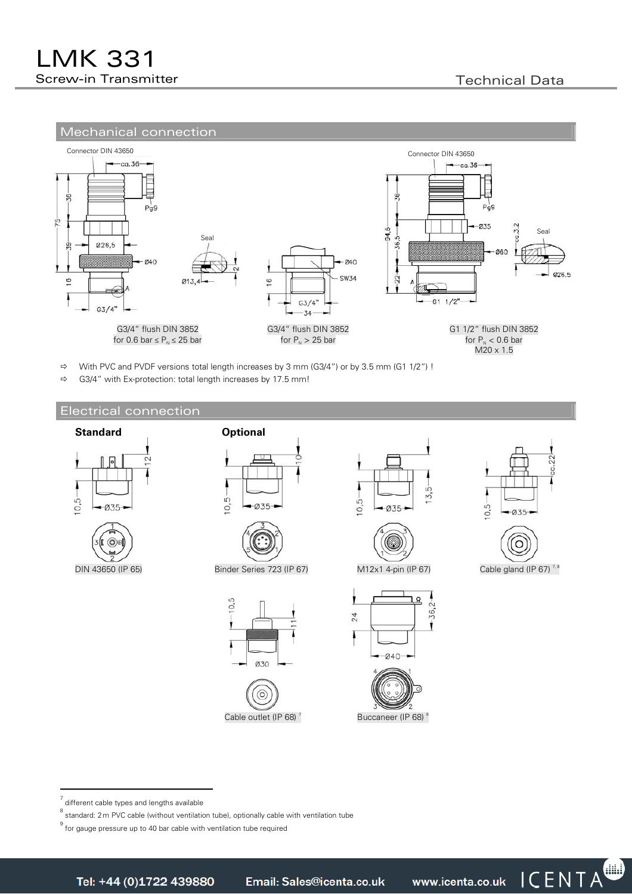## Mechanical connection

Connector DIN 43650

G3/4" flush DIN 3852 for 0.6 bar ≤ $P_N$ ≤ 25 bar

G3/4" flush DIN 3852 for $P_N$ > 25 bar

G1 1/2" flush DIN 3852 for $P_N$ < 0.6 bar M20 x 1.5

- ⇨ With PVC and PVDF versions total length increases by 3 mm (G3/4") or by 3.5 mm (G1 1/2") !
- ⇨ G3/4" with Ex-protection: total length increases by 17.5 mm!

## Electrical connection

**Standard**

DIN 43650 (IP 65)

**Optional**

Binder Series 723 (IP 67)

M12x1 4-pin (IP 67)

Cable gland (IP 67) [7, 8]

Cable outlet (IP 68) [7]

Buccaneer (IP 68) [9]

---

[7] different cable types and lengths available

[8] standard: 2 m PVC cable (without ventilation tube), optionally cable with ventilation tube

[9] for gauge pressure up to 40 bar cable with ventilation tube required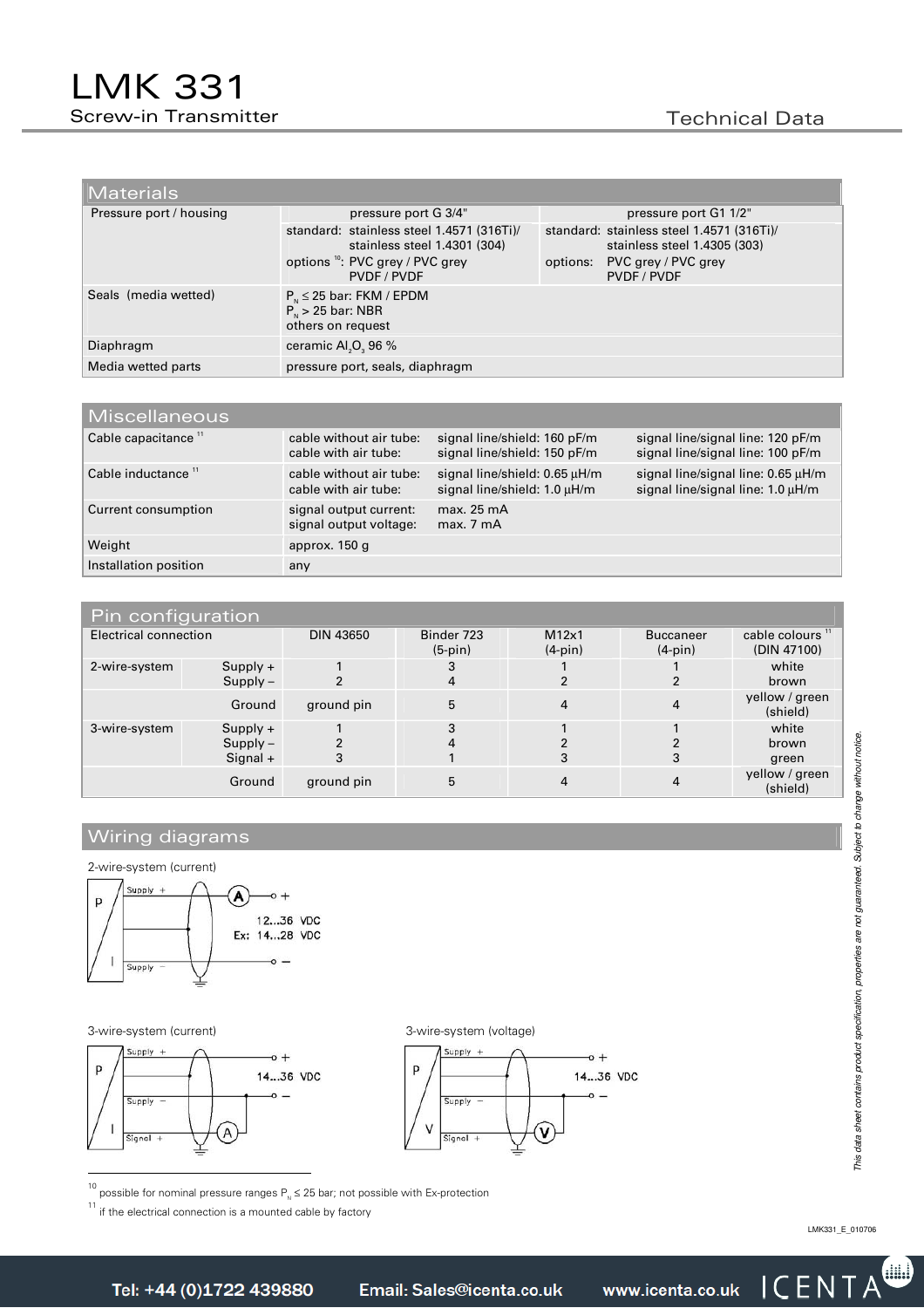# LMK 331

Screw-in Transmitter

Technical Data

## Materials

| Materials | pressure port G 3/4" | pressure port G1 1/2" |
|---|---|---|
| Pressure port / housing | standard: stainless steel 1.4571 (316Ti)/ stainless steel 1.4301 (304)<br>options [10]: PVC grey / PVC grey<br>PVDF / PVDF | standard: stainless steel 1.4571 (316Ti)/ stainless steel 1.4305 (303)<br>options: PVC grey / PVC grey<br>PVDF / PVDF |
| Seals (media wetted) | $P_N$ ≤ 25 bar: FKM / EPDM<br>$P_N$ > 25 bar: NBR<br>others on request | |
| Diaphragm | ceramic $Al_2O_3$ 96 % | |
| Media wetted parts | pressure port, seals, diaphragm | |

## Miscellaneous

| Miscellaneous | | | |
|---|---|---|---|
| Cable capacitance [11] | cable without air tube:<br>cable with air tube: | signal line/shield: 160 pF/m<br>signal line/shield: 150 pF/m | signal line/signal line: 120 pF/m<br>signal line/signal line: 100 pF/m |
| Cable inductance [11] | cable without air tube:<br>cable with air tube: | signal line/shield: 0.65 µH/m<br>signal line/shield: 1.0 µH/m | signal line/signal line: 0.65 µH/m<br>signal line/signal line: 1.0 µH/m |
| Current consumption | signal output current:<br>signal output voltage: | max. 25 mA<br>max. 7 mA | |
| Weight | approx. 150 g | | |
| Installation position | any | | |

## Pin configuration

| Electrical connection | | DIN 43650 | Binder 723 (5-pin) | M12x1 (4-pin) | Buccaneer (4-pin) | cable colours [11] (DIN 47100) |
|---|---|---|---|---|---|---|
| 2-wire-system | Supply +<br>Supply – | 1<br>2 | 3<br>4 | 1<br>2 | 1<br>2 | white<br>brown |
| | Ground | ground pin | 5 | 4 | 4 | yellow / green (shield) |
| 3-wire-system | Supply +<br>Supply –<br>Signal + | 1<br>2<br>3 | 3<br>4<br>1 | 1<br>2<br>3 | 1<br>2<br>3 | white<br>brown<br>green |
| | Ground | ground pin | 5 | 4 | 4 | yellow / green (shield) |

## Wiring diagrams

2-wire-system (current)

Supply +
Supply –
A
12...36 VDC
Ex: 14...28 VDC

3-wire-system (current)

Supply +
Supply –
Signal +
A
14...36 VDC

3-wire-system (voltage)

Supply +
Supply –
Signal +
V
14...36 VDC

[10] possible for nominal pressure ranges $P_N$ ≤ 25 bar; not possible with Ex-protection

[11] if the electrical connection is a mounted cable by factory

*This data sheet contains product specification, properties are not guaranteed. Subject to change without notice.*

LMK331_E_010706

Tel: +44 (0)1722 439880 Email: Sales@icenta.co.uk www.icenta.co.uk ICENTA